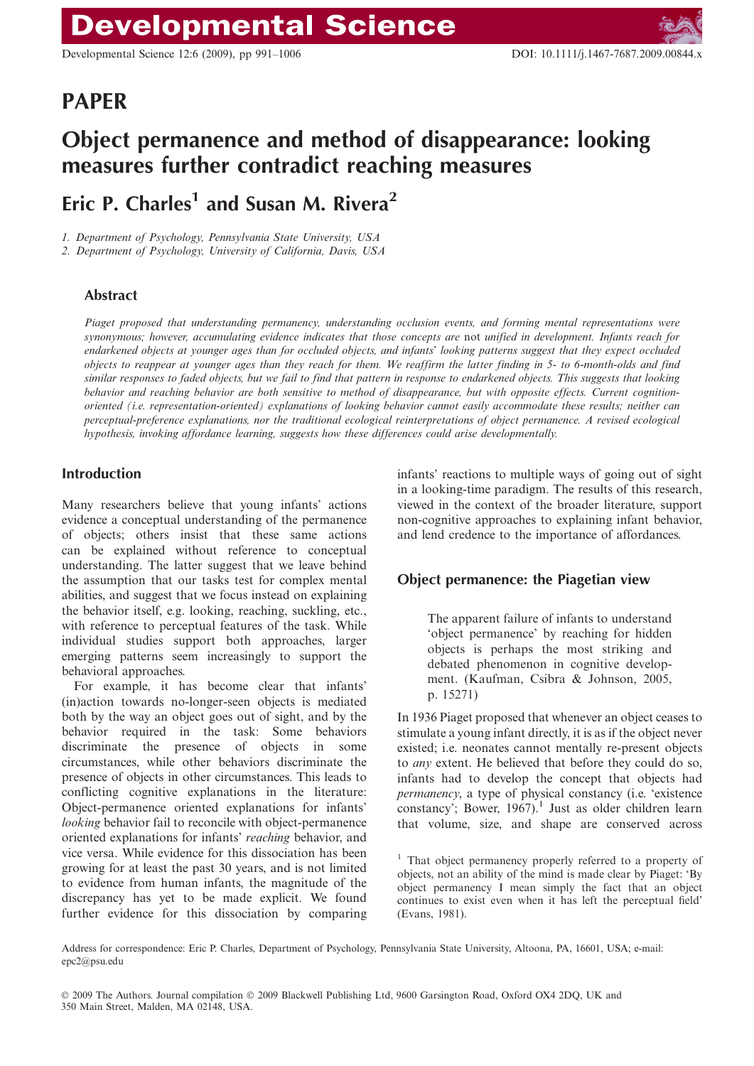# PAPER

# Object permanence and method of disappearance: looking measures further contradict reaching measures

## Eric P. Charles[1] and Susan M. Rivera[2]

1. *Department of Psychology, Pennsylvania State University, USA*
2. *Department of Psychology, University of California, Davis, USA*

### Abstract

*Piaget proposed that understanding permanency, understanding occlusion events, and forming mental representations were synonymous; however, accumulating evidence indicates that those concepts are* not *unified in development. Infants reach for endarkened objects at younger ages than for occluded objects, and infants' looking patterns suggest that they expect occluded objects to reappear at younger ages than they reach for them. We reaffirm the latter finding in 5- to 6-month-olds and find similar responses to faded objects, but we fail to find that pattern in response to endarkened objects. This suggests that looking behavior and reaching behavior are both sensitive to method of disappearance, but with opposite effects. Current cognition-oriented (i.e. representation-oriented) explanations of looking behavior cannot easily accommodate these results; neither can perceptual-preference explanations, nor the traditional ecological reinterpretations of object permanence. A revised ecological hypothesis, invoking affordance learning, suggests how these differences could arise developmentally.*

## Introduction

Many researchers believe that young infants' actions evidence a conceptual understanding of the permanence of objects; others insist that these same actions can be explained without reference to conceptual understanding. The latter suggest that we leave behind the assumption that our tasks test for complex mental abilities, and suggest that we focus instead on explaining the behavior itself, e.g. looking, reaching, suckling, etc., with reference to perceptual features of the task. While individual studies support both approaches, larger emerging patterns seem increasingly to support the behavioral approaches.

For example, it has become clear that infants' (in)action towards no-longer-seen objects is mediated both by the way an object goes out of sight, and by the behavior required in the task: Some behaviors discriminate the presence of objects in some circumstances, while other behaviors discriminate the presence of objects in other circumstances. This leads to conflicting cognitive explanations in the literature: Object-permanence oriented explanations for infants' *looking* behavior fail to reconcile with object-permanence oriented explanations for infants' *reaching* behavior, and vice versa. While evidence for this dissociation has been growing for at least the past 30 years, and is not limited to evidence from human infants, the magnitude of the discrepancy has yet to be made explicit. We found further evidence for this dissociation by comparing infants' reactions to multiple ways of going out of sight in a looking-time paradigm. The results of this research, viewed in the context of the broader literature, support non-cognitive approaches to explaining infant behavior, and lend credence to the importance of affordances.

## Object permanence: the Piagetian view

> The apparent failure of infants to understand 'object permanence' by reaching for hidden objects is perhaps the most striking and debated phenomenon in cognitive development. (Kaufman, Csibra & Johnson, 2005, p. 15271)

In 1936 Piaget proposed that whenever an object ceases to stimulate a young infant directly, it is as if the object never existed; i.e. neonates cannot mentally re-present objects to *any* extent. He believed that before they could do so, infants had to develop the concept that objects had *permanency*, a type of physical constancy (i.e. 'existence constancy'; Bower, 1967).[1] Just as older children learn that volume, size, and shape are conserved across

[1] That object permanency properly referred to a property of objects, not an ability of the mind is made clear by Piaget: 'By object permanency I mean simply the fact that an object continues to exist even when it has left the perceptual field' (Evans, 1981).

Address for correspondence: Eric P. Charles, Department of Psychology, Pennsylvania State University, Altoona, PA, 16601, USA; e-mail: epc2@psu.edu

© 2009 The Authors. Journal compilation © 2009 Blackwell Publishing Ltd, 9600 Garsington Road, Oxford OX4 2DQ, UK and 350 Main Street, Malden, MA 02148, USA.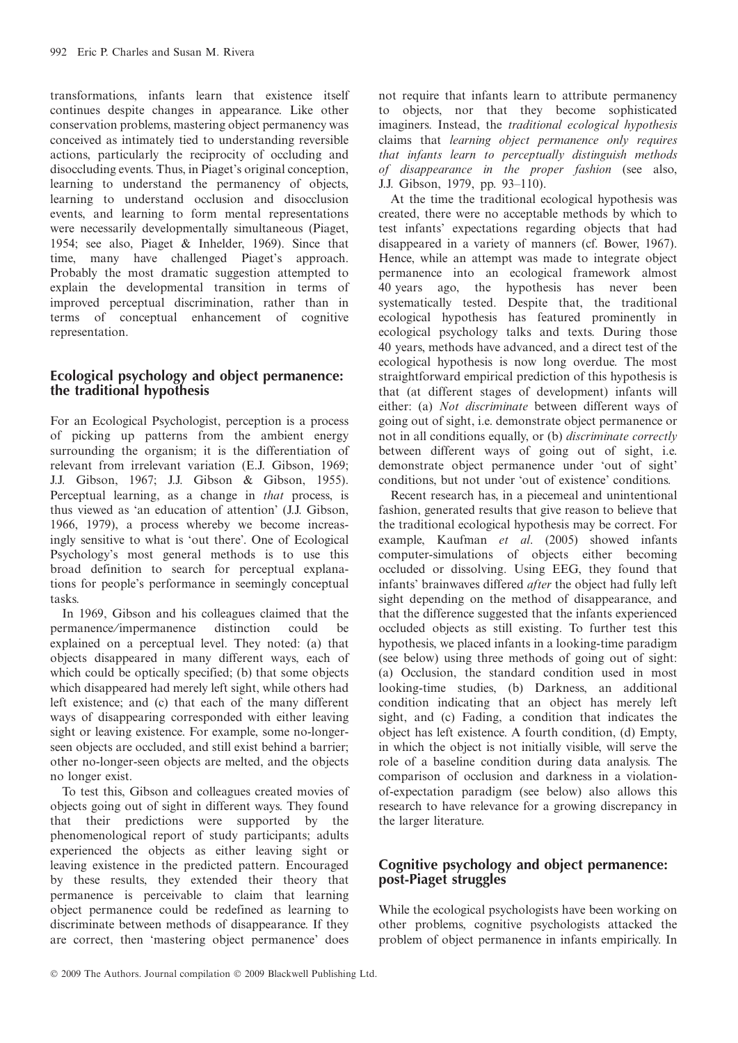transformations, infants learn that existence itself continues despite changes in appearance. Like other conservation problems, mastering object permanency was conceived as intimately tied to understanding reversible actions, particularly the reciprocity of occluding and disoccluding events. Thus, in Piaget's original conception, learning to understand the permanency of objects, learning to understand occlusion and disocclusion events, and learning to form mental representations were necessarily developmentally simultaneous (Piaget, 1954; see also, Piaget & Inhelder, 1969). Since that time, many have challenged Piaget's approach. Probably the most dramatic suggestion attempted to explain the developmental transition in terms of improved perceptual discrimination, rather than in terms of conceptual enhancement of cognitive representation.

## Ecological psychology and object permanence: the traditional hypothesis

For an Ecological Psychologist, perception is a process of picking up patterns from the ambient energy surrounding the organism; it is the differentiation of relevant from irrelevant variation (E.J. Gibson, 1969; J.J. Gibson, 1967; J.J. Gibson & Gibson, 1955). Perceptual learning, as a change in *that* process, is thus viewed as 'an education of attention' (J.J. Gibson, 1966, 1979), a process whereby we become increasingly sensitive to what is 'out there'. One of Ecological Psychology's most general methods is to use this broad definition to search for perceptual explanations for people's performance in seemingly conceptual tasks.

In 1969, Gibson and his colleagues claimed that the permanence/impermanence distinction could be explained on a perceptual level. They noted: (a) that objects disappeared in many different ways, each of which could be optically specified; (b) that some objects which disappeared had merely left sight, while others had left existence; and (c) that each of the many different ways of disappearing corresponded with either leaving sight or leaving existence. For example, some no-longer-seen objects are occluded, and still exist behind a barrier; other no-longer-seen objects are melted, and the objects no longer exist.

To test this, Gibson and colleagues created movies of objects going out of sight in different ways. They found that their predictions were supported by the phenomenological report of study participants; adults experienced the objects as either leaving sight or leaving existence in the predicted pattern. Encouraged by these results, they extended their theory that permanence is perceivable to claim that learning object permanence could be redefined as learning to discriminate between methods of disappearance. If they are correct, then 'mastering object permanence' does not require that infants learn to attribute permanency to objects, nor that they become sophisticated imaginers. Instead, the *traditional ecological hypothesis* claims that *learning object permanence only requires that infants learn to perceptually distinguish methods of disappearance in the proper fashion* (see also, J.J. Gibson, 1979, pp. 93–110).

At the time the traditional ecological hypothesis was created, there were no acceptable methods by which to test infants' expectations regarding objects that had disappeared in a variety of manners (cf. Bower, 1967). Hence, while an attempt was made to integrate object permanence into an ecological framework almost 40 years ago, the hypothesis has never been systematically tested. Despite that, the traditional ecological hypothesis has featured prominently in ecological psychology talks and texts. During those 40 years, methods have advanced, and a direct test of the ecological hypothesis is now long overdue. The most straightforward empirical prediction of this hypothesis is that (at different stages of development) infants will either: (a) *Not discriminate* between different ways of going out of sight, i.e. demonstrate object permanence or not in all conditions equally, or (b) *discriminate correctly* between different ways of going out of sight, i.e. demonstrate object permanence under 'out of sight' conditions, but not under 'out of existence' conditions.

Recent research has, in a piecemeal and unintentional fashion, generated results that give reason to believe that the traditional ecological hypothesis may be correct. For example, Kaufman *et al*. (2005) showed infants computer-simulations of objects either becoming occluded or dissolving. Using EEG, they found that infants' brainwaves differed *after* the object had fully left sight depending on the method of disappearance, and that the difference suggested that the infants experienced occluded objects as still existing. To further test this hypothesis, we placed infants in a looking-time paradigm (see below) using three methods of going out of sight: (a) Occlusion, the standard condition used in most looking-time studies, (b) Darkness, an additional condition indicating that an object has merely left sight, and (c) Fading, a condition that indicates the object has left existence. A fourth condition, (d) Empty, in which the object is not initially visible, will serve the role of a baseline condition during data analysis. The comparison of occlusion and darkness in a violation-of-expectation paradigm (see below) also allows this research to have relevance for a growing discrepancy in the larger literature.

## Cognitive psychology and object permanence: post-Piaget struggles

While the ecological psychologists have been working on other problems, cognitive psychologists attacked the problem of object permanence in infants empirically. In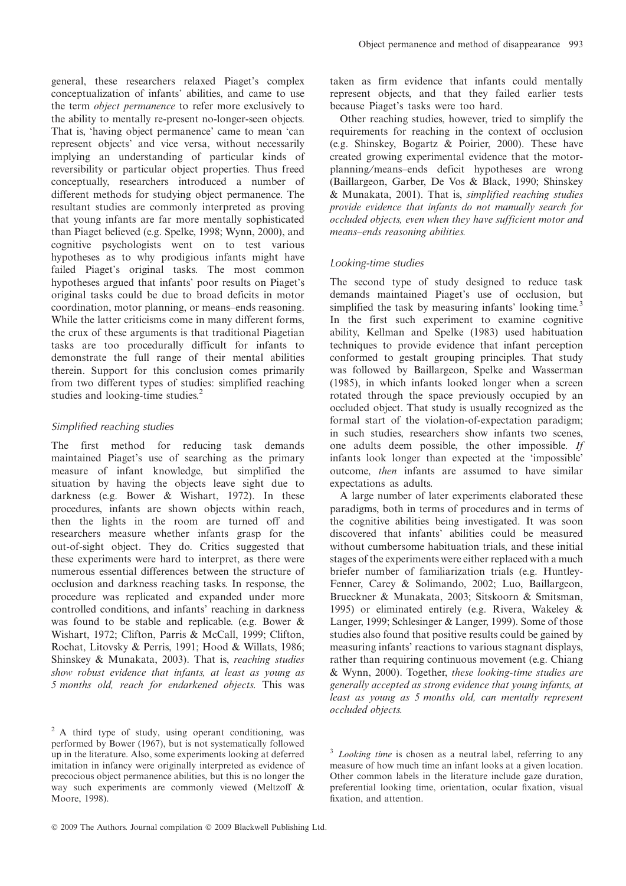general, these researchers relaxed Piaget's complex conceptualization of infants' abilities, and came to use the term *object permanence* to refer more exclusively to the ability to mentally re-present no-longer-seen objects. That is, 'having object permanence' came to mean 'can represent objects' and vice versa, without necessarily implying an understanding of particular kinds of reversibility or particular object properties. Thus freed conceptually, researchers introduced a number of different methods for studying object permanence. The resultant studies are commonly interpreted as proving that young infants are far more mentally sophisticated than Piaget believed (e.g. Spelke, 1998; Wynn, 2000), and cognitive psychologists went on to test various hypotheses as to why prodigious infants might have failed Piaget's original tasks. The most common hypotheses argued that infants' poor results on Piaget's original tasks could be due to broad deficits in motor coordination, motor planning, or means–ends reasoning. While the latter criticisms come in many different forms, the crux of these arguments is that traditional Piagetian tasks are too procedurally difficult for infants to demonstrate the full range of their mental abilities therein. Support for this conclusion comes primarily from two different types of studies: simplified reaching studies and looking-time studies.[2]

### Simplified reaching studies

The first method for reducing task demands maintained Piaget's use of searching as the primary measure of infant knowledge, but simplified the situation by having the objects leave sight due to darkness (e.g. Bower & Wishart, 1972). In these procedures, infants are shown objects within reach, then the lights in the room are turned off and researchers measure whether infants grasp for the out-of-sight object. They do. Critics suggested that these experiments were hard to interpret, as there were numerous essential differences between the structure of occlusion and darkness reaching tasks. In response, the procedure was replicated and expanded under more controlled conditions, and infants' reaching in darkness was found to be stable and replicable. (e.g. Bower & Wishart, 1972; Clifton, Parris & McCall, 1999; Clifton, Rochat, Litovsky & Perris, 1991; Hood & Willats, 1986; Shinskey & Munakata, 2003). That is, *reaching studies show robust evidence that infants, at least as young as 5 months old, reach for endarkened objects.* This was taken as firm evidence that infants could mentally represent objects, and that they failed earlier tests because Piaget's tasks were too hard.

Other reaching studies, however, tried to simplify the requirements for reaching in the context of occlusion (e.g. Shinskey, Bogartz & Poirier, 2000). These have created growing experimental evidence that the motor-planning/means–ends deficit hypotheses are wrong (Baillargeon, Garber, De Vos & Black, 1990; Shinskey & Munakata, 2001). That is, *simplified reaching studies provide evidence that infants do not manually search for occluded objects, even when they have sufficient motor and means–ends reasoning abilities.*

### Looking-time studies

The second type of study designed to reduce task demands maintained Piaget's use of occlusion, but simplified the task by measuring infants' looking time.[3] In the first such experiment to examine cognitive ability, Kellman and Spelke (1983) used habituation techniques to provide evidence that infant perception conformed to gestalt grouping principles. That study was followed by Baillargeon, Spelke and Wasserman (1985), in which infants looked longer when a screen rotated through the space previously occupied by an occluded object. That study is usually recognized as the formal start of the violation-of-expectation paradigm; in such studies, researchers show infants two scenes, one adults deem possible, the other impossible. *If* infants look longer than expected at the 'impossible' outcome, *then* infants are assumed to have similar expectations as adults.

A large number of later experiments elaborated these paradigms, both in terms of procedures and in terms of the cognitive abilities being investigated. It was soon discovered that infants' abilities could be measured without cumbersome habituation trials, and these initial stages of the experiments were either replaced with a much briefer number of familiarization trials (e.g. Huntley-Fenner, Carey & Solimando, 2002; Luo, Baillargeon, Brueckner & Munakata, 2003; Sitskoorn & Smitsman, 1995) or eliminated entirely (e.g. Rivera, Wakeley & Langer, 1999; Schlesinger & Langer, 1999). Some of those studies also found that positive results could be gained by measuring infants' reactions to various stagnant displays, rather than requiring continuous movement (e.g. Chiang & Wynn, 2000). Together, *these looking-time studies are generally accepted as strong evidence that young infants, at least as young as 5 months old, can mentally represent occluded objects.*

---

[2] A third type of study, using operant conditioning, was performed by Bower (1967), but is not systematically followed up in the literature. Also, some experiments looking at deferred imitation in infancy were originally interpreted as evidence of precocious object permanence abilities, but this is no longer the way such experiments are commonly viewed (Meltzoff & Moore, 1998).

[3] *Looking time* is chosen as a neutral label, referring to any measure of how much time an infant looks at a given location. Other common labels in the literature include gaze duration, preferential looking time, orientation, ocular fixation, visual fixation, and attention.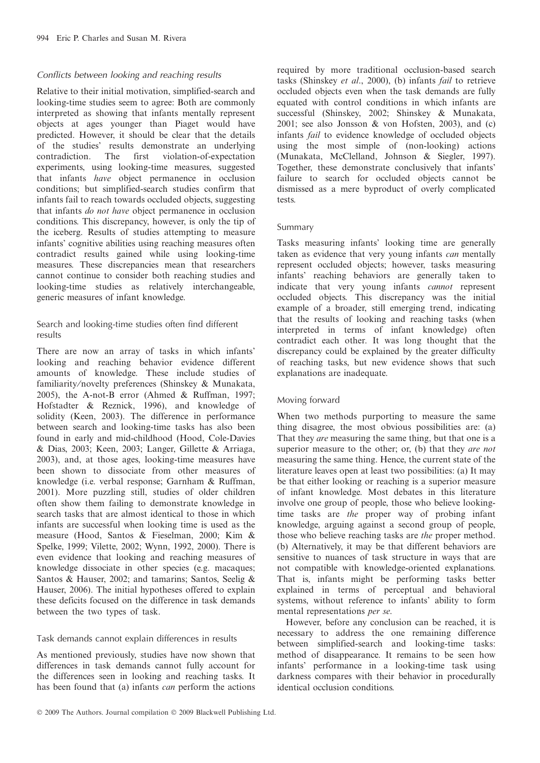### Conflicts between looking and reaching results

Relative to their initial motivation, simplified-search and looking-time studies seem to agree: Both are commonly interpreted as showing that infants mentally represent objects at ages younger than Piaget would have predicted. However, it should be clear that the details of the studies' results demonstrate an underlying contradiction. The first violation-of-expectation experiments, using looking-time measures, suggested that infants *have* object permanence in occlusion conditions; but simplified-search studies confirm that infants fail to reach towards occluded objects, suggesting that infants *do not have* object permanence in occlusion conditions. This discrepancy, however, is only the tip of the iceberg. Results of studies attempting to measure infants' cognitive abilities using reaching measures often contradict results gained while using looking-time measures. These discrepancies mean that researchers cannot continue to consider both reaching studies and looking-time studies as relatively interchangeable, generic measures of infant knowledge.

#### Search and looking-time studies often find different results

There are now an array of tasks in which infants' looking and reaching behavior evidence different amounts of knowledge. These include studies of familiarity/novelty preferences (Shinskey & Munakata, 2005), the A-not-B error (Ahmed & Ruffman, 1997; Hofstadter & Reznick, 1996), and knowledge of solidity (Keen, 2003). The difference in performance between search and looking-time tasks has also been found in early and mid-childhood (Hood, Cole-Davies & Dias, 2003; Keen, 2003; Langer, Gillette & Arriaga, 2003), and, at those ages, looking-time measures have been shown to dissociate from other measures of knowledge (i.e. verbal response; Garnham & Ruffman, 2001). More puzzling still, studies of older children often show them failing to demonstrate knowledge in search tasks that are almost identical to those in which infants are successful when looking time is used as the measure (Hood, Santos & Fieselman, 2000; Kim & Spelke, 1999; Vilette, 2002; Wynn, 1992, 2000). There is even evidence that looking and reaching measures of knowledge dissociate in other species (e.g. macaques; Santos & Hauser, 2002; and tamarins; Santos, Seelig & Hauser, 2006). The initial hypotheses offered to explain these deficits focused on the difference in task demands between the two types of task.

#### Task demands cannot explain differences in results

As mentioned previously, studies have now shown that differences in task demands cannot fully account for the differences seen in looking and reaching tasks. It has been found that (a) infants *can* perform the actions required by more traditional occlusion-based search tasks (Shinskey *et al*., 2000), (b) infants *fail* to retrieve occluded objects even when the task demands are fully equated with control conditions in which infants are successful (Shinskey, 2002; Shinskey & Munakata, 2001; see also Jonsson & von Hofsten, 2003), and (c) infants *fail* to evidence knowledge of occluded objects using the most simple of (non-looking) actions (Munakata, McClelland, Johnson & Siegler, 1997). Together, these demonstrate conclusively that infants' failure to search for occluded objects cannot be dismissed as a mere byproduct of overly complicated tests.

#### Summary

Tasks measuring infants' looking time are generally taken as evidence that very young infants *can* mentally represent occluded objects; however, tasks measuring infants' reaching behaviors are generally taken to indicate that very young infants *cannot* represent occluded objects. This discrepancy was the initial example of a broader, still emerging trend, indicating that the results of looking and reaching tasks (when interpreted in terms of infant knowledge) often contradict each other. It was long thought that the discrepancy could be explained by the greater difficulty of reaching tasks, but new evidence shows that such explanations are inadequate.

#### Moving forward

When two methods purporting to measure the same thing disagree, the most obvious possibilities are: (a) That they *are* measuring the same thing, but that one is a superior measure to the other; or, (b) that they *are not* measuring the same thing. Hence, the current state of the literature leaves open at least two possibilities: (a) It may be that either looking or reaching is a superior measure of infant knowledge. Most debates in this literature involve one group of people, those who believe looking-time tasks are *the* proper way of probing infant knowledge, arguing against a second group of people, those who believe reaching tasks are *the* proper method. (b) Alternatively, it may be that different behaviors are sensitive to nuances of task structure in ways that are not compatible with knowledge-oriented explanations. That is, infants might be performing tasks better explained in terms of perceptual and behavioral systems, without reference to infants' ability to form mental representations *per se*.

However, before any conclusion can be reached, it is necessary to address the one remaining difference between simplified-search and looking-time tasks: method of disappearance. It remains to be seen how infants' performance in a looking-time task using darkness compares with their behavior in procedurally identical occlusion conditions.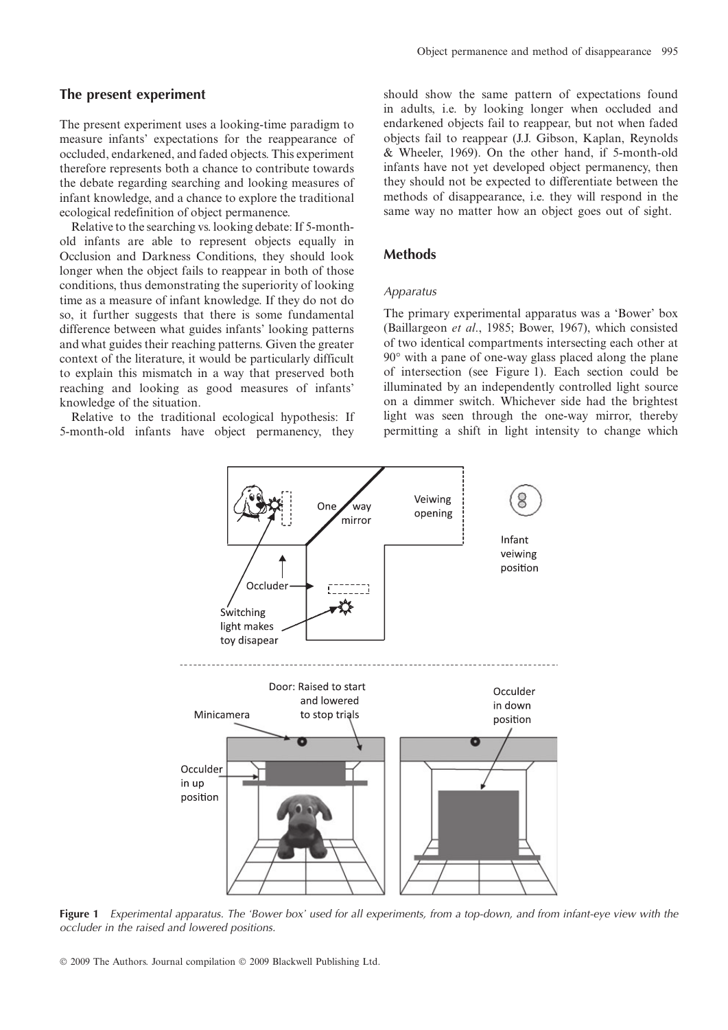## The present experiment

The present experiment uses a looking-time paradigm to measure infants' expectations for the reappearance of occluded, endarkened, and faded objects. This experiment therefore represents both a chance to contribute towards the debate regarding searching and looking measures of infant knowledge, and a chance to explore the traditional ecological redefinition of object permanence.

Relative to the searching vs. looking debate: If 5-month-old infants are able to represent objects equally in Occlusion and Darkness Conditions, they should look longer when the object fails to reappear in both of those conditions, thus demonstrating the superiority of looking time as a measure of infant knowledge. If they do not do so, it further suggests that there is some fundamental difference between what guides infants' looking patterns and what guides their reaching patterns. Given the greater context of the literature, it would be particularly difficult to explain this mismatch in a way that preserved both reaching and looking as good measures of infants' knowledge of the situation.

Relative to the traditional ecological hypothesis: If 5-month-old infants have object permanency, they should show the same pattern of expectations found in adults, i.e. by looking longer when occluded and endarkened objects fail to reappear, but not when faded objects fail to reappear (J.J. Gibson, Kaplan, Reynolds & Wheeler, 1969). On the other hand, if 5-month-old infants have not yet developed object permanency, then they should not be expected to differentiate between the methods of disappearance, i.e. they will respond in the same way no matter how an object goes out of sight.

## Methods

### *Apparatus*

The primary experimental apparatus was a 'Bower' box (Baillargeon *et al*., 1985; Bower, 1967), which consisted of two identical compartments intersecting each other at 90° with a pane of one-way glass placed along the plane of intersection (see Figure 1). Each section could be illuminated by an independently controlled light source on a dimmer switch. Whichever side had the brightest light was seen through the one-way mirror, thereby permitting a shift in light intensity to change which

**Figure 1** *Experimental apparatus. The 'Bower box' used for all experiments, from a top-down, and from infant-eye view with the occluder in the raised and lowered positions.*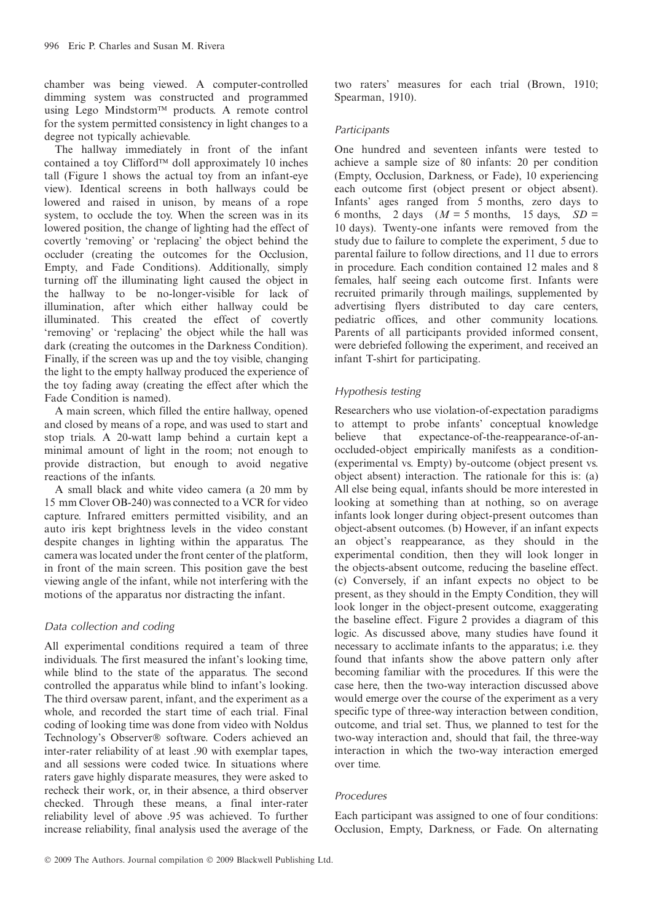chamber was being viewed. A computer-controlled dimming system was constructed and programmed using Lego Mindstorm™ products. A remote control for the system permitted consistency in light changes to a degree not typically achievable.

The hallway immediately in front of the infant contained a toy Clifford™ doll approximately 10 inches tall (Figure 1 shows the actual toy from an infant-eye view). Identical screens in both hallways could be lowered and raised in unison, by means of a rope system, to occlude the toy. When the screen was in its lowered position, the change of lighting had the effect of covertly 'removing' or 'replacing' the object behind the occluder (creating the outcomes for the Occlusion, Empty, and Fade Conditions). Additionally, simply turning off the illuminating light caused the object in the hallway to be no-longer-visible for lack of illumination, after which either hallway could be illuminated. This created the effect of covertly 'removing' or 'replacing' the object while the hall was dark (creating the outcomes in the Darkness Condition). Finally, if the screen was up and the toy visible, changing the light to the empty hallway produced the experience of the toy fading away (creating the effect after which the Fade Condition is named).

A main screen, which filled the entire hallway, opened and closed by means of a rope, and was used to start and stop trials. A 20-watt lamp behind a curtain kept a minimal amount of light in the room; not enough to provide distraction, but enough to avoid negative reactions of the infants.

A small black and white video camera (a 20 mm by 15 mm Clover OB-240) was connected to a VCR for video capture. Infrared emitters permitted visibility, and an auto iris kept brightness levels in the video constant despite changes in lighting within the apparatus. The camera was located under the front center of the platform, in front of the main screen. This position gave the best viewing angle of the infant, while not interfering with the motions of the apparatus nor distracting the infant.

### *Data collection and coding*

All experimental conditions required a team of three individuals. The first measured the infant's looking time, while blind to the state of the apparatus. The second controlled the apparatus while blind to infant's looking. The third oversaw parent, infant, and the experiment as a whole, and recorded the start time of each trial. Final coding of looking time was done from video with Noldus Technology's Observer® software. Coders achieved an inter-rater reliability of at least .90 with exemplar tapes, and all sessions were coded twice. In situations where raters gave highly disparate measures, they were asked to recheck their work, or, in their absence, a third observer checked. Through these means, a final inter-rater reliability level of above .95 was achieved. To further increase reliability, final analysis used the average of the two raters' measures for each trial (Brown, 1910; Spearman, 1910).

### *Participants*

One hundred and seventeen infants were tested to achieve a sample size of 80 infants: 20 per condition (Empty, Occlusion, Darkness, or Fade), 10 experiencing each outcome first (object present or object absent). Infants' ages ranged from 5 months, zero days to 6 months, 2 days ($M$ = 5 months, 15 days, $SD$ = 10 days). Twenty-one infants were removed from the study due to failure to complete the experiment, 5 due to parental failure to follow directions, and 11 due to errors in procedure. Each condition contained 12 males and 8 females, half seeing each outcome first. Infants were recruited primarily through mailings, supplemented by advertising flyers distributed to day care centers, pediatric offices, and other community locations. Parents of all participants provided informed consent, were debriefed following the experiment, and received an infant T-shirt for participating.

### *Hypothesis testing*

Researchers who use violation-of-expectation paradigms to attempt to probe infants' conceptual knowledge believe that expectance-of-the-reappearance-of-an-occluded-object empirically manifests as a condition-(experimental vs. Empty) by-outcome (object present vs. object absent) interaction. The rationale for this is: (a) All else being equal, infants should be more interested in looking at something than at nothing, so on average infants look longer during object-present outcomes than object-absent outcomes. (b) However, if an infant expects an object's reappearance, as they should in the experimental condition, then they will look longer in the objects-absent outcome, reducing the baseline effect. (c) Conversely, if an infant expects no object to be present, as they should in the Empty Condition, they will look longer in the object-present outcome, exaggerating the baseline effect. Figure 2 provides a diagram of this logic. As discussed above, many studies have found it necessary to acclimate infants to the apparatus; i.e. they found that infants show the above pattern only after becoming familiar with the procedures. If this were the case here, then the two-way interaction discussed above would emerge over the course of the experiment as a very specific type of three-way interaction between condition, outcome, and trial set. Thus, we planned to test for the two-way interaction and, should that fail, the three-way interaction in which the two-way interaction emerged over time.

### *Procedures*

Each participant was assigned to one of four conditions: Occlusion, Empty, Darkness, or Fade. On alternating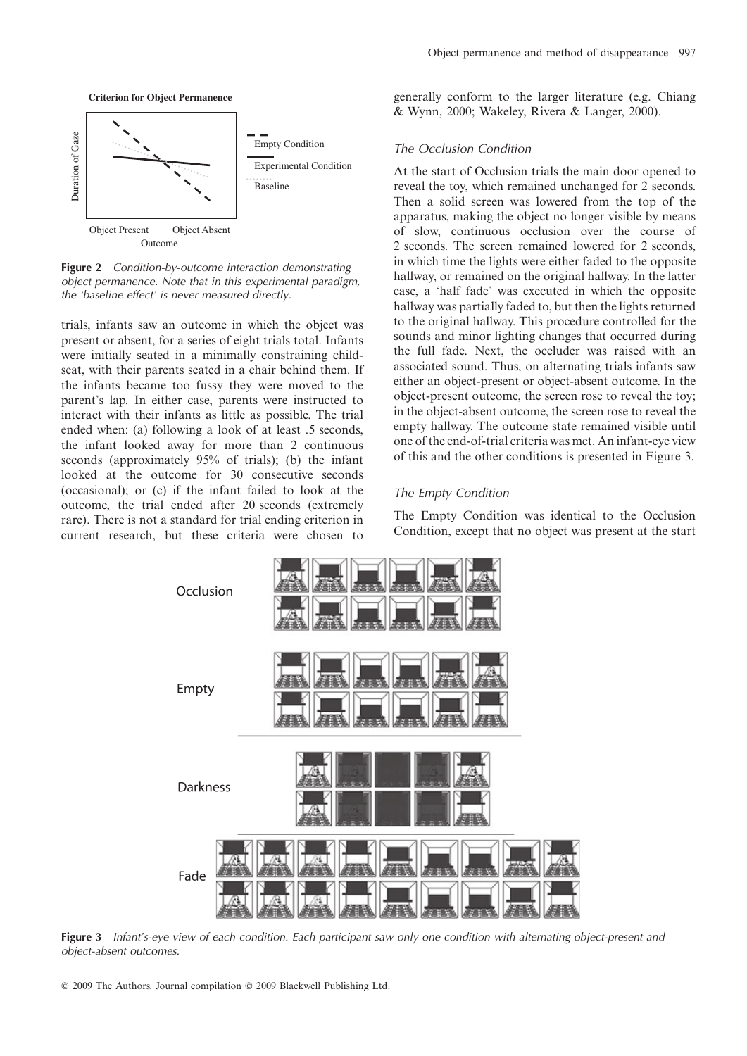**Criterion for Object Permanence**

Duration of Gaze

Object Present Object Absent

Outcome

Empty Condition

Experimental Condition

Baseline

**Figure 2** *Condition-by-outcome interaction demonstrating object permanence. Note that in this experimental paradigm, the 'baseline effect' is never measured directly.*

trials, infants saw an outcome in which the object was present or absent, for a series of eight trials total. Infants were initially seated in a minimally constraining childseat, with their parents seated in a chair behind them. If the infants became too fussy they were moved to the parent's lap. In either case, parents were instructed to interact with their infants as little as possible. The trial ended when: (a) following a look of at least .5 seconds, the infant looked away for more than 2 continuous seconds (approximately 95% of trials); (b) the infant looked at the outcome for 30 consecutive seconds (occasional); or (c) if the infant failed to look at the outcome, the trial ended after 20 seconds (extremely rare). There is not a standard for trial ending criterion in current research, but these criteria were chosen to generally conform to the larger literature (e.g. Chiang & Wynn, 2000; Wakeley, Rivera & Langer, 2000).

### *The Occlusion Condition*

At the start of Occlusion trials the main door opened to reveal the toy, which remained unchanged for 2 seconds. Then a solid screen was lowered from the top of the apparatus, making the object no longer visible by means of slow, continuous occlusion over the course of 2 seconds. The screen remained lowered for 2 seconds, in which time the lights were either faded to the opposite hallway, or remained on the original hallway. In the latter case, a 'half fade' was executed in which the opposite hallway was partially faded to, but then the lights returned to the original hallway. This procedure controlled for the sounds and minor lighting changes that occurred during the full fade. Next, the occluder was raised with an associated sound. Thus, on alternating trials infants saw either an object-present or object-absent outcome. In the object-present outcome, the screen rose to reveal the toy; in the object-absent outcome, the screen rose to reveal the empty hallway. The outcome state remained visible until one of the end-of-trial criteria was met. An infant-eye view of this and the other conditions is presented in Figure 3.

### *The Empty Condition*

The Empty Condition was identical to the Occlusion Condition, except that no object was present at the start

Occlusion

Empty

Darkness

Fade

**Figure 3** *Infant's-eye view of each condition. Each participant saw only one condition with alternating object-present and object-absent outcomes.*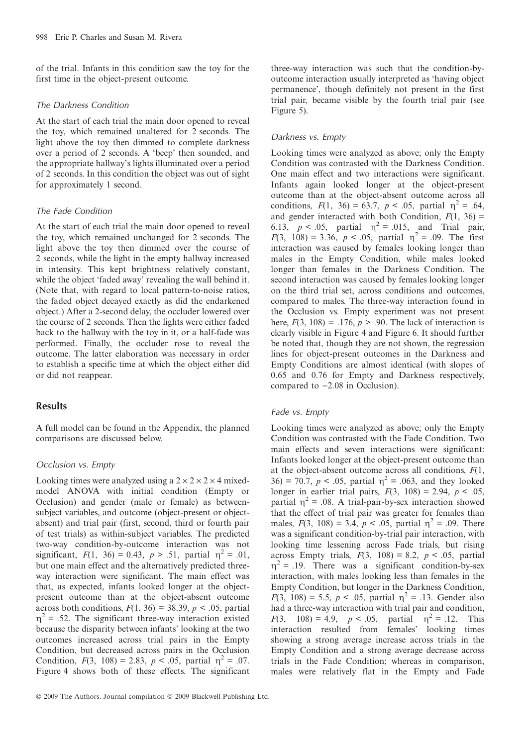of the trial. Infants in this condition saw the toy for the first time in the object-present outcome.

### *The Darkness Condition*

At the start of each trial the main door opened to reveal the toy, which remained unaltered for 2 seconds. The light above the toy then dimmed to complete darkness over a period of 2 seconds. A 'beep' then sounded, and the appropriate hallway's lights illuminated over a period of 2 seconds. In this condition the object was out of sight for approximately 1 second.

### *The Fade Condition*

At the start of each trial the main door opened to reveal the toy, which remained unchanged for 2 seconds. The light above the toy then dimmed over the course of 2 seconds, while the light in the empty hallway increased in intensity. This kept brightness relatively constant, while the object 'faded away' revealing the wall behind it. (Note that, with regard to local pattern-to-noise ratios, the faded object decayed exactly as did the endarkened object.) After a 2-second delay, the occluder lowered over the course of 2 seconds. Then the lights were either faded back to the hallway with the toy in it, or a half-fade was performed. Finally, the occluder rose to reveal the outcome. The latter elaboration was necessary in order to establish a specific time at which the object either did or did not reappear.

## Results

A full model can be found in the Appendix, the planned comparisons are discussed below.

### *Occlusion vs. Empty*

Looking times were analyzed using a $2 \times 2 \times 2 \times 4$ mixed-model ANOVA with initial condition (Empty or Occlusion) and gender (male or female) as between-subject variables, and outcome (object-present or object-absent) and trial pair (first, second, third or fourth pair of test trials) as within-subject variables. The predicted two-way condition-by-outcome interaction was not significant, $F(1, 36) = 0.43$, $p > .51$, partial $\eta^2 = .01$, but one main effect and the alternatively predicted three-way interaction were significant. The main effect was that, as expected, infants looked longer at the object-present outcome than at the object-absent outcome across both conditions, $F(1, 36) = 38.39$, $p < .05$, partial $\eta^2 = .52$. The significant three-way interaction existed because the disparity between infants' looking at the two outcomes increased across trial pairs in the Empty Condition, but decreased across pairs in the Occlusion Condition, $F(3, 108) = 2.83$, $p < .05$, partial $\eta^2 = .07$. Figure 4 shows both of these effects. The significant three-way interaction was such that the condition-by-outcome interaction usually interpreted as 'having object permanence', though definitely not present in the first trial pair, became visible by the fourth trial pair (see Figure 5).

### *Darkness vs. Empty*

Looking times were analyzed as above; only the Empty Condition was contrasted with the Darkness Condition. One main effect and two interactions were significant. Infants again looked longer at the object-present outcome than at the object-absent outcome across all conditions, $F(1, 36) = 63.7$, $p < .05$, partial $\eta^2 = .64$, and gender interacted with both Condition, $F(1, 36) = 6.13$, $p < .05$, partial $\eta^2 = .015$, and Trial pair, $F(3, 108) = 3.36$, $p < .05$, partial $\eta^2 = .09$. The first interaction was caused by females looking longer than males in the Empty Condition, while males looked longer than females in the Darkness Condition. The second interaction was caused by females looking longer on the third trial set, across conditions and outcomes, compared to males. The three-way interaction found in the Occlusion vs. Empty experiment was not present here, $F(3, 108) = .176$, $p > .90$. The lack of interaction is clearly visible in Figure 4 and Figure 6. It should further be noted that, though they are not shown, the regression lines for object-present outcomes in the Darkness and Empty Conditions are almost identical (with slopes of 0.65 and 0.76 for Empty and Darkness respectively, compared to −2.08 in Occlusion).

### *Fade vs. Empty*

Looking times were analyzed as above; only the Empty Condition was contrasted with the Fade Condition. Two main effects and seven interactions were significant: Infants looked longer at the object-present outcome than at the object-absent outcome across all conditions, $F(1, 36) = 70.7$, $p < .05$, partial $\eta^2 = .063$, and they looked longer in earlier trial pairs, $F(3, 108) = 2.94$, $p < .05$, partial $\eta^2 = .08$. A trial-pair-by-sex interaction showed that the effect of trial pair was greater for females than males, $F(3, 108) = 3.4$, $p < .05$, partial $\eta^2 = .09$. There was a significant condition-by-trial pair interaction, with looking time lessening across Fade trials, but rising across Empty trials, $F(3, 108) = 8.2$, $p < .05$, partial $\eta^2 = .19$. There was a significant condition-by-sex interaction, with males looking less than females in the Empty Condition, but longer in the Darkness Condition, $F(3, 108) = 5.5$, $p < .05$, partial $\eta^2 = .13$. Gender also had a three-way interaction with trial pair and condition, $F(3, 108) = 4.9$, $p < .05$, partial $\eta^2 = .12$. This interaction resulted from females' looking times showing a strong average increase across trials in the Empty Condition and a strong average decrease across trials in the Fade Condition; whereas in comparison, males were relatively flat in the Empty and Fade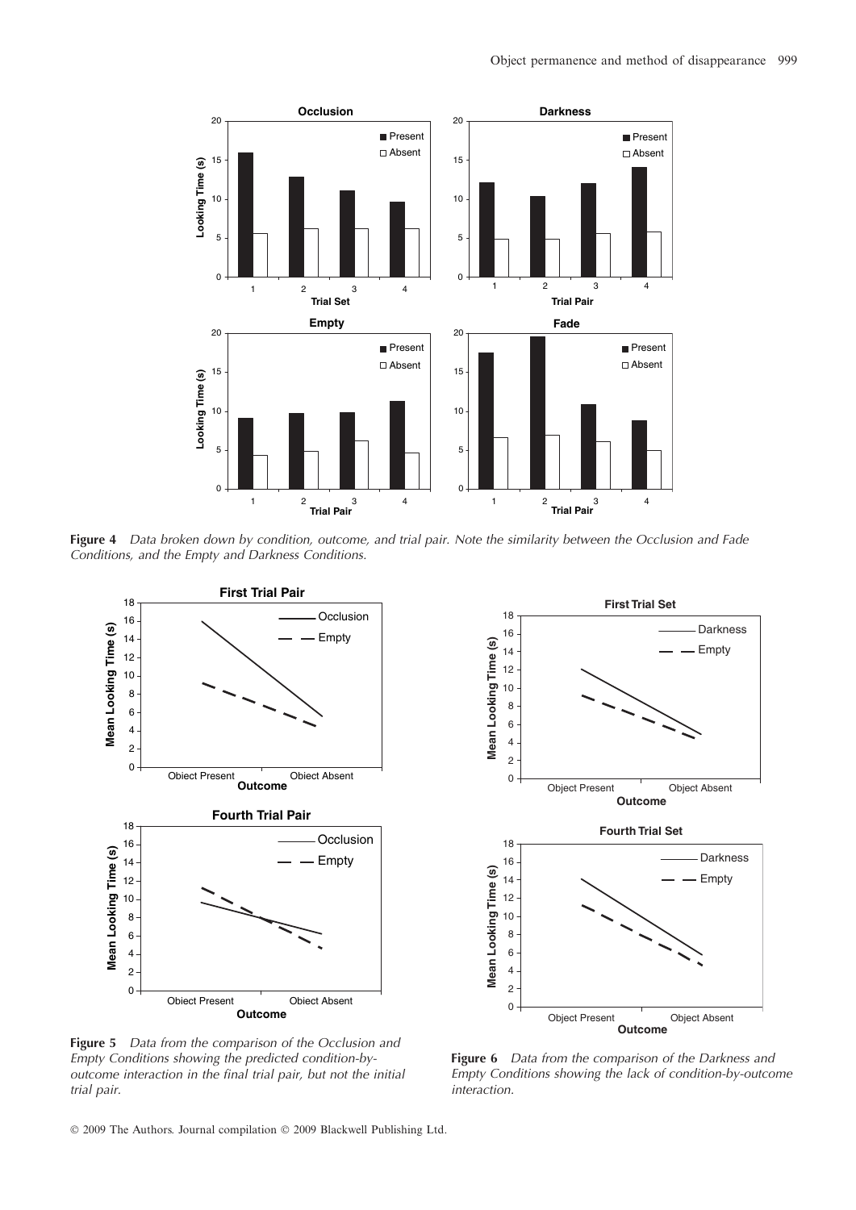**Figure 4** *Data broken down by condition, outcome, and trial pair. Note the similarity between the Occlusion and Fade Conditions, and the Empty and Darkness Conditions.*

**Figure 5** *Data from the comparison of the Occlusion and Empty Conditions showing the predicted condition-by-outcome interaction in the final trial pair, but not the initial trial pair.*

**Figure 6** *Data from the comparison of the Darkness and Empty Conditions showing the lack of condition-by-outcome interaction.*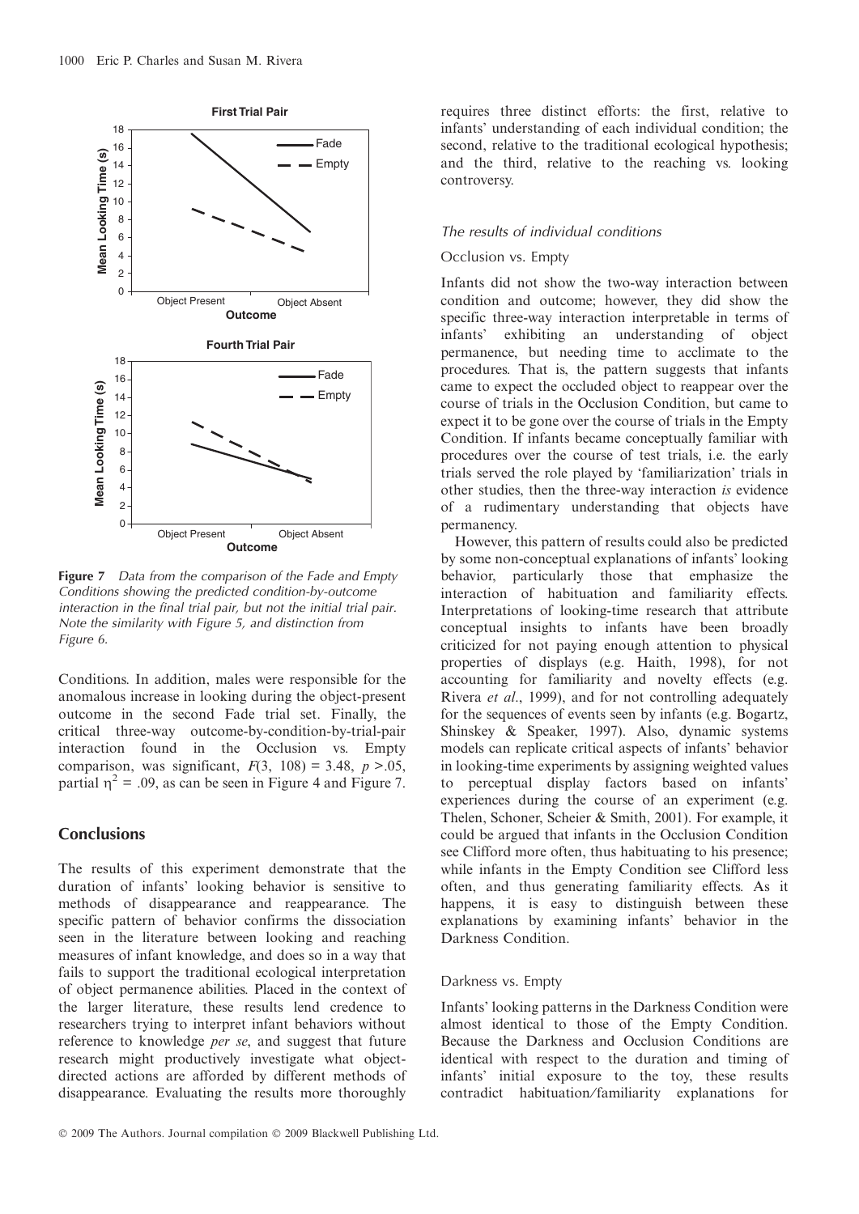First Trial Pair

18
16
14
12
10
8
6
4
2
0

Mean Looking Time (s)

Fade
Empty

Object Present
Object Absent
Outcome

Fourth Trial Pair

18
16
14
12
10
8
6
4
2
0

Mean Looking Time (s)

Fade
Empty

Object Present
Object Absent
Outcome

**Figure 7** *Data from the comparison of the Fade and Empty Conditions showing the predicted condition-by-outcome interaction in the final trial pair, but not the initial trial pair. Note the similarity with Figure 5, and distinction from Figure 6.*

Conditions. In addition, males were responsible for the anomalous increase in looking during the object-present outcome in the second Fade trial set. Finally, the critical three-way outcome-by-condition-by-trial-pair interaction found in the Occlusion vs. Empty comparison, was significant, $F(3, 108) = 3.48$, $p > .05$, partial $\eta^2 = .09$, as can be seen in Figure 4 and Figure 7.

## Conclusions

The results of this experiment demonstrate that the duration of infants' looking behavior is sensitive to methods of disappearance and reappearance. The specific pattern of behavior confirms the dissociation seen in the literature between looking and reaching measures of infant knowledge, and does so in a way that fails to support the traditional ecological interpretation of object permanence abilities. Placed in the context of the larger literature, these results lend credence to researchers trying to interpret infant behaviors without reference to knowledge *per se*, and suggest that future research might productively investigate what object-directed actions are afforded by different methods of disappearance. Evaluating the results more thoroughly requires three distinct efforts: the first, relative to infants' understanding of each individual condition; the second, relative to the traditional ecological hypothesis; and the third, relative to the reaching vs. looking controversy.

### *The results of individual conditions*

#### Occlusion vs. Empty

Infants did not show the two-way interaction between condition and outcome; however, they did show the specific three-way interaction interpretable in terms of infants' exhibiting an understanding of object permanence, but needing time to acclimate to the procedures. That is, the pattern suggests that infants came to expect the occluded object to reappear over the course of trials in the Occlusion Condition, but came to expect it to be gone over the course of trials in the Empty Condition. If infants became conceptually familiar with procedures over the course of test trials, i.e. the early trials served the role played by 'familiarization' trials in other studies, then the three-way interaction *is* evidence of a rudimentary understanding that objects have permanency.

However, this pattern of results could also be predicted by some non-conceptual explanations of infants' looking behavior, particularly those that emphasize the interaction of habituation and familiarity effects. Interpretations of looking-time research that attribute conceptual insights to infants have been broadly criticized for not paying enough attention to physical properties of displays (e.g. Haith, 1998), for not accounting for familiarity and novelty effects (e.g. Rivera *et al.*, 1999), and for not controlling adequately for the sequences of events seen by infants (e.g. Bogartz, Shinskey & Speaker, 1997). Also, dynamic systems models can replicate critical aspects of infants' behavior in looking-time experiments by assigning weighted values to perceptual display factors based on infants' experiences during the course of an experiment (e.g. Thelen, Schoner, Scheier & Smith, 2001). For example, it could be argued that infants in the Occlusion Condition see Clifford more often, thus habituating to his presence; while infants in the Empty Condition see Clifford less often, and thus generating familiarity effects. As it happens, it is easy to distinguish between these explanations by examining infants' behavior in the Darkness Condition.

#### Darkness vs. Empty

Infants' looking patterns in the Darkness Condition were almost identical to those of the Empty Condition. Because the Darkness and Occlusion Conditions are identical with respect to the duration and timing of infants' initial exposure to the toy, these results contradict habituation/familiarity explanations for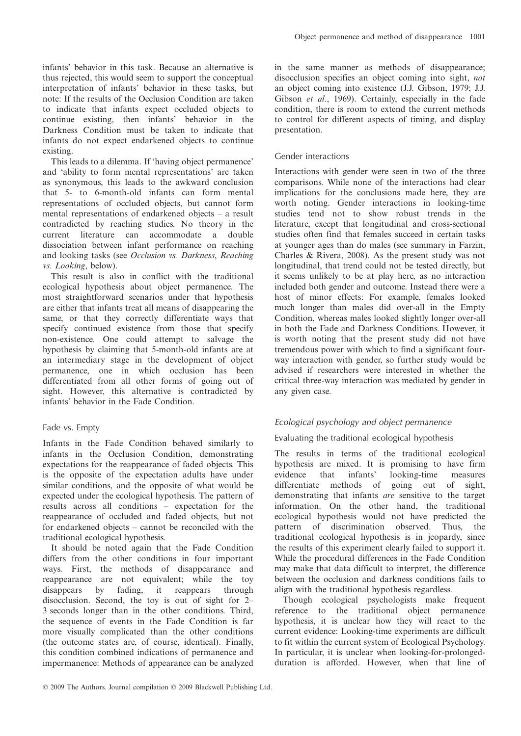infants' behavior in this task. Because an alternative is thus rejected, this would seem to support the conceptual interpretation of infants' behavior in these tasks, but note: If the results of the Occlusion Condition are taken to indicate that infants expect occluded objects to continue existing, then infants' behavior in the Darkness Condition must be taken to indicate that infants do not expect endarkened objects to continue existing.

This leads to a dilemma. If 'having object permanence' and 'ability to form mental representations' are taken as synonymous, this leads to the awkward conclusion that 5- to 6-month-old infants can form mental representations of occluded objects, but cannot form mental representations of endarkened objects – a result contradicted by reaching studies. No theory in the current literature can accommodate a double dissociation between infant performance on reaching and looking tasks (see *Occlusion vs. Darkness*, *Reaching vs. Looking*, below).

This result is also in conflict with the traditional ecological hypothesis about object permanence. The most straightforward scenarios under that hypothesis are either that infants treat all means of disappearing the same, or that they correctly differentiate ways that specify continued existence from those that specify non-existence. One could attempt to salvage the hypothesis by claiming that 5-month-old infants are at an intermediary stage in the development of object permanence, one in which occlusion has been differentiated from all other forms of going out of sight. However, this alternative is contradicted by infants' behavior in the Fade Condition.

### Fade vs. Empty

Infants in the Fade Condition behaved similarly to infants in the Occlusion Condition, demonstrating expectations for the reappearance of faded objects. This is the opposite of the expectation adults have under similar conditions, and the opposite of what would be expected under the ecological hypothesis. The pattern of results across all conditions – expectation for the reappearance of occluded and faded objects, but not for endarkened objects – cannot be reconciled with the traditional ecological hypothesis.

It should be noted again that the Fade Condition differs from the other conditions in four important ways. First, the methods of disappearance and reappearance are not equivalent; while the toy disappears by fading, it reappears through disocclusion. Second, the toy is out of sight for 2–3 seconds longer than in the other conditions. Third, the sequence of events in the Fade Condition is far more visually complicated than the other conditions (the outcome states are, of course, identical). Finally, this condition combined indications of permanence and impermanence: Methods of appearance can be analyzed in the same manner as methods of disappearance; disocclusion specifies an object coming into sight, *not* an object coming into existence (J.J. Gibson, 1979; J.J. Gibson *et al*., 1969). Certainly, especially in the fade condition, there is room to extend the current methods to control for different aspects of timing, and display presentation.

### Gender interactions

Interactions with gender were seen in two of the three comparisons. While none of the interactions had clear implications for the conclusions made here, they are worth noting. Gender interactions in looking-time studies tend not to show robust trends in the literature, except that longitudinal and cross-sectional studies often find that females succeed in certain tasks at younger ages than do males (see summary in Farzin, Charles & Rivera, 2008). As the present study was not longitudinal, that trend could not be tested directly, but it seems unlikely to be at play here, as no interaction included both gender and outcome. Instead there were a host of minor effects: For example, females looked much longer than males did over-all in the Empty Condition, whereas males looked slightly longer over-all in both the Fade and Darkness Conditions. However, it is worth noting that the present study did not have tremendous power with which to find a significant four-way interaction with gender, so further study would be advised if researchers were interested in whether the critical three-way interaction was mediated by gender in any given case.

## *Ecological psychology and object permanence*

### Evaluating the traditional ecological hypothesis

The results in terms of the traditional ecological hypothesis are mixed. It is promising to have firm evidence that infants' looking-time measures differentiate methods of going out of sight, demonstrating that infants *are* sensitive to the target information. On the other hand, the traditional ecological hypothesis would not have predicted the pattern of discrimination observed. Thus, the traditional ecological hypothesis is in jeopardy, since the results of this experiment clearly failed to support it. While the procedural differences in the Fade Condition may make that data difficult to interpret, the difference between the occlusion and darkness conditions fails to align with the traditional hypothesis regardless.

Though ecological psychologists make frequent reference to the traditional object permanence hypothesis, it is unclear how they will react to the current evidence: Looking-time experiments are difficult to fit within the current system of Ecological Psychology. In particular, it is unclear when looking-for-prolonged-duration is afforded. However, when that line of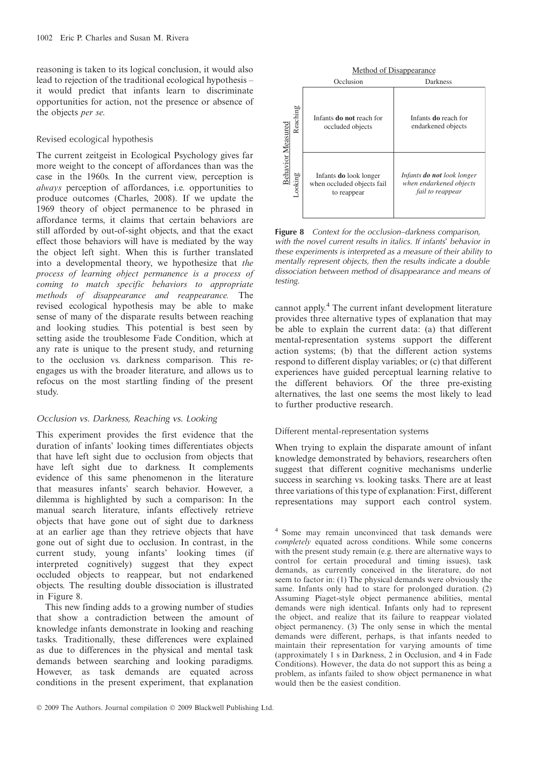reasoning is taken to its logical conclusion, it would also lead to rejection of the traditional ecological hypothesis – it would predict that infants learn to discriminate opportunities for action, not the presence or absence of the objects *per se*.

### Revised ecological hypothesis

The current zeitgeist in Ecological Psychology gives far more weight to the concept of affordances than was the case in the 1960s. In the current view, perception is *always* perception of affordances, i.e. opportunities to produce outcomes (Charles, 2008). If we update the 1969 theory of object permanence to be phrased in affordance terms, it claims that certain behaviors are still afforded by out-of-sight objects, and that the exact effect those behaviors will have is mediated by the way the object left sight. When this is further translated into a developmental theory, we hypothesize that *the process of learning object permanence is a process of coming to match specific behaviors to appropriate methods of disappearance and reappearance.* The revised ecological hypothesis may be able to make sense of many of the disparate results between reaching and looking studies. This potential is best seen by setting aside the troublesome Fade Condition, which at any rate is unique to the present study, and returning to the occlusion vs. darkness comparison. This re-engages us with the broader literature, and allows us to refocus on the most startling finding of the present study.

#### *Occlusion vs. Darkness, Reaching vs. Looking*

This experiment provides the first evidence that the duration of infants' looking times differentiates objects that have left sight due to occlusion from objects that have left sight due to darkness. It complements evidence of this same phenomenon in the literature that measures infants' search behavior. However, a dilemma is highlighted by such a comparison: In the manual search literature, infants effectively retrieve objects that have gone out of sight due to darkness at an earlier age than they retrieve objects that have gone out of sight due to occlusion. In contrast, in the current study, young infants' looking times (if interpreted cognitively) suggest that they expect occluded objects to reappear, but not endarkened objects. The resulting double dissociation is illustrated in Figure 8.

This new finding adds to a growing number of studies that show a contradiction between the amount of knowledge infants demonstrate in looking and reaching tasks. Traditionally, these differences were explained as due to differences in the physical and mental task demands between searching and looking paradigms. However, as task demands are equated across conditions in the present experiment, that explanation

| Behavior Measured | Method of Disappearance: Occlusion | Method of Disappearance: Darkness |
|---|---|---|
| Reaching | Infants **do not** reach for occluded objects | Infants **do** reach for endarkened objects |
| Looking | Infants **do** look longer when occluded objects fail to reappear | *Infants **do not** look longer when endarkened objects fail to reappear* |

**Figure 8** *Context for the occlusion–darkness comparison, with the novel current results in italics. If infants' behavior in these experiments is interpreted as a measure of their ability to mentally represent objects, then the results indicate a double dissociation between method of disappearance and means of testing.*

cannot apply.[4] The current infant development literature provides three alternative types of explanation that may be able to explain the current data: (a) that different mental-representation systems support the different action systems; (b) that the different action systems respond to different display variables; or (c) that different experiences have guided perceptual learning relative to the different behaviors. Of the three pre-existing alternatives, the last one seems the most likely to lead to further productive research.

### Different mental-representation systems

When trying to explain the disparate amount of infant knowledge demonstrated by behaviors, researchers often suggest that different cognitive mechanisms underlie success in searching vs. looking tasks. There are at least three variations of this type of explanation: First, different representations may support each control system.

[4] Some may remain unconvinced that task demands were *completely* equated across conditions. While some concerns with the present study remain (e.g. there are alternative ways to control for certain procedural and timing issues), task demands, as currently conceived in the literature, do not seem to factor in: (1) The physical demands were obviously the same. Infants only had to stare for prolonged duration. (2) Assuming Piaget-style object permanence abilities, mental demands were nigh identical. Infants only had to represent the object, and realize that its failure to reappear violated object permanency. (3) The only sense in which the mental demands were different, perhaps, is that infants needed to maintain their representation for varying amounts of time (approximately 1 s in Darkness, 2 in Occlusion, and 4 in Fade Conditions). However, the data do not support this as being a problem, as infants failed to show object permanence in what would then be the easiest condition.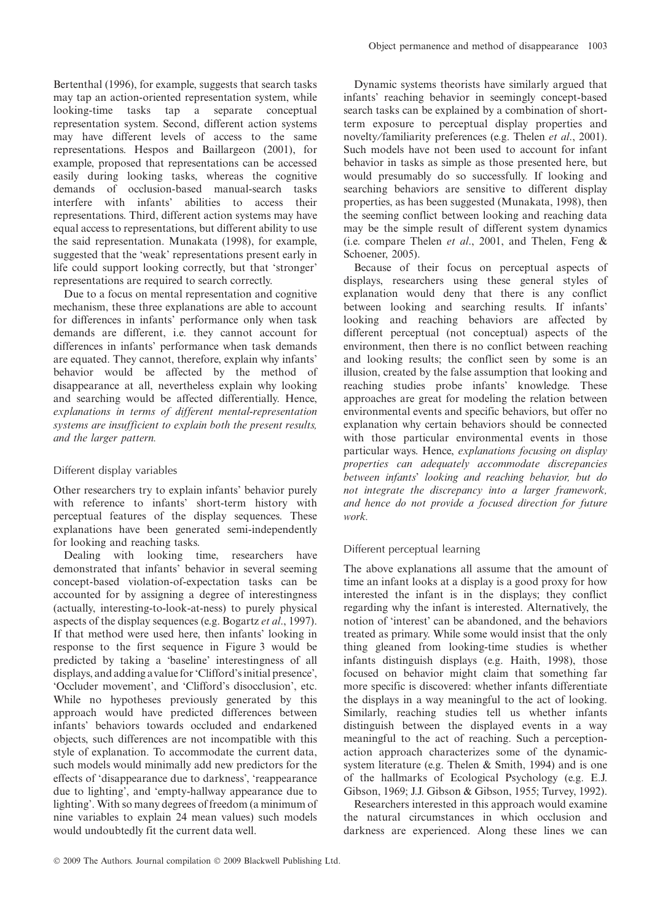Bertenthal (1996), for example, suggests that search tasks may tap an action-oriented representation system, while looking-time tasks tap a separate conceptual representation system. Second, different action systems may have different levels of access to the same representations. Hespos and Baillargeon (2001), for example, proposed that representations can be accessed easily during looking tasks, whereas the cognitive demands of occlusion-based manual-search tasks interfere with infants' abilities to access their representations. Third, different action systems may have equal access to representations, but different ability to use the said representation. Munakata (1998), for example, suggested that the 'weak' representations present early in life could support looking correctly, but that 'stronger' representations are required to search correctly.

Due to a focus on mental representation and cognitive mechanism, these three explanations are able to account for differences in infants' performance only when task demands are different, i.e. they cannot account for differences in infants' performance when task demands are equated. They cannot, therefore, explain why infants' behavior would be affected by the method of disappearance at all, nevertheless explain why looking and searching would be affected differentially. Hence, *explanations in terms of different mental-representation systems are insufficient to explain both the present results, and the larger pattern.*

### Different display variables

Other researchers try to explain infants' behavior purely with reference to infants' short-term history with perceptual features of the display sequences. These explanations have been generated semi-independently for looking and reaching tasks.

Dealing with looking time, researchers have demonstrated that infants' behavior in several seeming concept-based violation-of-expectation tasks can be accounted for by assigning a degree of interestingness (actually, interesting-to-look-at-ness) to purely physical aspects of the display sequences (e.g. Bogartz *et al*., 1997). If that method were used here, then infants' looking in response to the first sequence in Figure 3 would be predicted by taking a 'baseline' interestingness of all displays, and adding a value for 'Clifford's initial presence', 'Occluder movement', and 'Clifford's disocclusion', etc. While no hypotheses previously generated by this approach would have predicted differences between infants' behaviors towards occluded and endarkened objects, such differences are not incompatible with this style of explanation. To accommodate the current data, such models would minimally add new predictors for the effects of 'disappearance due to darkness', 'reappearance due to lighting', and 'empty-hallway appearance due to lighting'. With so many degrees of freedom (a minimum of nine variables to explain 24 mean values) such models would undoubtedly fit the current data well.

Dynamic systems theorists have similarly argued that infants' reaching behavior in seemingly concept-based search tasks can be explained by a combination of short-term exposure to perceptual display properties and novelty/familiarity preferences (e.g. Thelen *et al*., 2001). Such models have not been used to account for infant behavior in tasks as simple as those presented here, but would presumably do so successfully. If looking and searching behaviors are sensitive to different display properties, as has been suggested (Munakata, 1998), then the seeming conflict between looking and reaching data may be the simple result of different system dynamics (i.e. compare Thelen *et al*., 2001, and Thelen, Feng & Schoener, 2005).

Because of their focus on perceptual aspects of displays, researchers using these general styles of explanation would deny that there is any conflict between looking and searching results. If infants' looking and reaching behaviors are affected by different perceptual (not conceptual) aspects of the environment, then there is no conflict between reaching and looking results; the conflict seen by some is an illusion, created by the false assumption that looking and reaching studies probe infants' knowledge. These approaches are great for modeling the relation between environmental events and specific behaviors, but offer no explanation why certain behaviors should be connected with those particular environmental events in those particular ways. Hence, *explanations focusing on display properties can adequately accommodate discrepancies between infants' looking and reaching behavior, but do not integrate the discrepancy into a larger framework, and hence do not provide a focused direction for future work.*

### Different perceptual learning

The above explanations all assume that the amount of time an infant looks at a display is a good proxy for how interested the infant is in the displays; they conflict regarding why the infant is interested. Alternatively, the notion of 'interest' can be abandoned, and the behaviors treated as primary. While some would insist that the only thing gleaned from looking-time studies is whether infants distinguish displays (e.g. Haith, 1998), those focused on behavior might claim that something far more specific is discovered: whether infants differentiate the displays in a way meaningful to the act of looking. Similarly, reaching studies tell us whether infants distinguish between the displayed events in a way meaningful to the act of reaching. Such a perception-action approach characterizes some of the dynamic-system literature (e.g. Thelen & Smith, 1994) and is one of the hallmarks of Ecological Psychology (e.g. E.J. Gibson, 1969; J.J. Gibson & Gibson, 1955; Turvey, 1992).

Researchers interested in this approach would examine the natural circumstances in which occlusion and darkness are experienced. Along these lines we can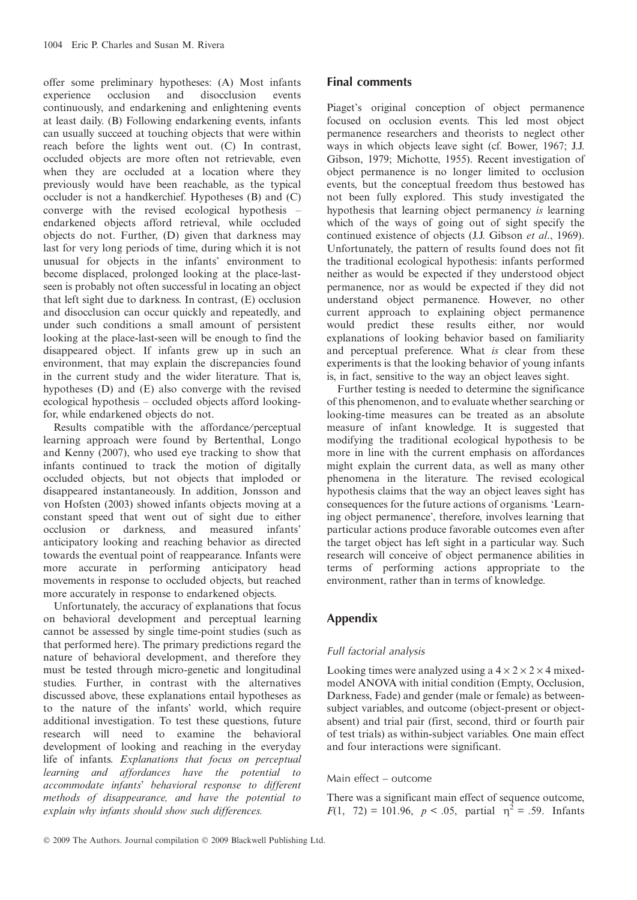offer some preliminary hypotheses: (A) Most infants experience occlusion and disocclusion events continuously, and endarkening and enlightening events at least daily. (B) Following endarkening events, infants can usually succeed at touching objects that were within reach before the lights went out. (C) In contrast, occluded objects are more often not retrievable, even when they are occluded at a location where they previously would have been reachable, as the typical occluder is not a handkerchief. Hypotheses (B) and (C) converge with the revised ecological hypothesis – endarkened objects afford retrieval, while occluded objects do not. Further, (D) given that darkness may last for very long periods of time, during which it is not unusual for objects in the infants' environment to become displaced, prolonged looking at the place-last-seen is probably not often successful in locating an object that left sight due to darkness. In contrast, (E) occlusion and disocclusion can occur quickly and repeatedly, and under such conditions a small amount of persistent looking at the place-last-seen will be enough to find the disappeared object. If infants grew up in such an environment, that may explain the discrepancies found in the current study and the wider literature. That is, hypotheses (D) and (E) also converge with the revised ecological hypothesis – occluded objects afford looking-for, while endarkened objects do not.

Results compatible with the affordance/perceptual learning approach were found by Bertenthal, Longo and Kenny (2007), who used eye tracking to show that infants continued to track the motion of digitally occluded objects, but not objects that imploded or disappeared instantaneously. In addition, Jonsson and von Hofsten (2003) showed infants objects moving at a constant speed that went out of sight due to either occlusion or darkness, and measured infants' anticipatory looking and reaching behavior as directed towards the eventual point of reappearance. Infants were more accurate in performing anticipatory head movements in response to occluded objects, but reached more accurately in response to endarkened objects.

Unfortunately, the accuracy of explanations that focus on behavioral development and perceptual learning cannot be assessed by single time-point studies (such as that performed here). The primary predictions regard the nature of behavioral development, and therefore they must be tested through micro-genetic and longitudinal studies. Further, in contrast with the alternatives discussed above, these explanations entail hypotheses as to the nature of the infants' world, which require additional investigation. To test these questions, future research will need to examine the behavioral development of looking and reaching in the everyday life of infants. *Explanations that focus on perceptual learning and affordances have the potential to accommodate infants' behavioral response to different methods of disappearance, and have the potential to explain why infants should show such differences.*

## Final comments

Piaget's original conception of object permanence focused on occlusion events. This led most object permanence researchers and theorists to neglect other ways in which objects leave sight (cf. Bower, 1967; J.J. Gibson, 1979; Michotte, 1955). Recent investigation of object permanence is no longer limited to occlusion events, but the conceptual freedom thus bestowed has not been fully explored. This study investigated the hypothesis that learning object permanency *is* learning which of the ways of going out of sight specify the continued existence of objects (J.J. Gibson *et al.*, 1969). Unfortunately, the pattern of results found does not fit the traditional ecological hypothesis: infants performed neither as would be expected if they understood object permanence, nor as would be expected if they did not understand object permanence. However, no other current approach to explaining object permanence would predict these results either, nor would explanations of looking behavior based on familiarity and perceptual preference. What *is* clear from these experiments is that the looking behavior of young infants is, in fact, sensitive to the way an object leaves sight.

Further testing is needed to determine the significance of this phenomenon, and to evaluate whether searching or looking-time measures can be treated as an absolute measure of infant knowledge. It is suggested that modifying the traditional ecological hypothesis to be more in line with the current emphasis on affordances might explain the current data, as well as many other phenomena in the literature. The revised ecological hypothesis claims that the way an object leaves sight has consequences for the future actions of organisms. 'Learning object permanence', therefore, involves learning that particular actions produce favorable outcomes even after the target object has left sight in a particular way. Such research will conceive of object permanence abilities in terms of performing actions appropriate to the environment, rather than in terms of knowledge.

## Appendix

### *Full factorial analysis*

Looking times were analyzed using a $4 \times 2 \times 2 \times 4$ mixed-model ANOVA with initial condition (Empty, Occlusion, Darkness, Fade) and gender (male or female) as between-subject variables, and outcome (object-present or object-absent) and trial pair (first, second, third or fourth pair of test trials) as within-subject variables. One main effect and four interactions were significant.

### Main effect – outcome

There was a significant main effect of sequence outcome, $F(1, 72) = 101.96$, $p < .05$, partial $\eta^2 = .59$. Infants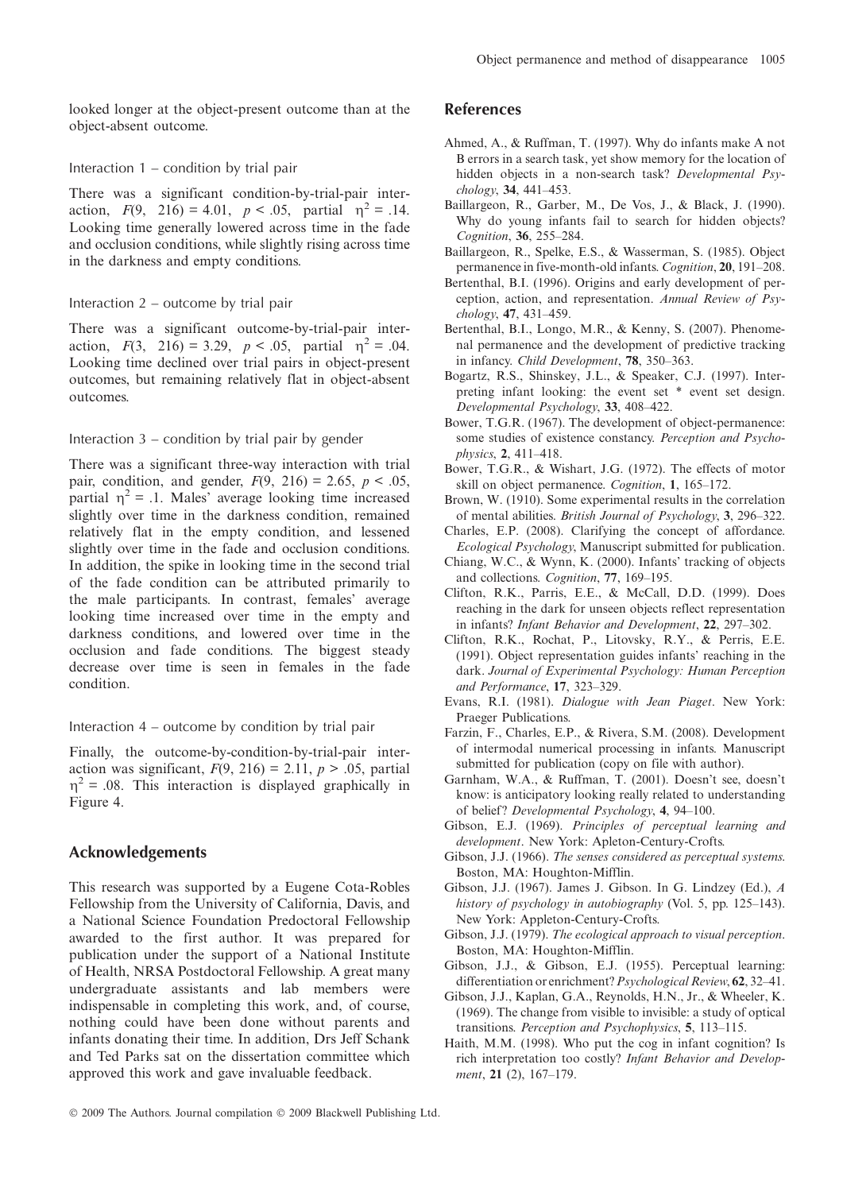looked longer at the object-present outcome than at the object-absent outcome.

### Interaction 1 – condition by trial pair

There was a significant condition-by-trial-pair interaction, $F(9, 216) = 4.01$, $p < .05$, partial $\eta^2 = .14$. Looking time generally lowered across time in the fade and occlusion conditions, while slightly rising across time in the darkness and empty conditions.

### Interaction 2 – outcome by trial pair

There was a significant outcome-by-trial-pair interaction, $F(3, 216) = 3.29$, $p < .05$, partial $\eta^2 = .04$. Looking time declined over trial pairs in object-present outcomes, but remaining relatively flat in object-absent outcomes.

### Interaction 3 – condition by trial pair by gender

There was a significant three-way interaction with trial pair, condition, and gender, $F(9, 216) = 2.65$, $p < .05$, partial $\eta^2 = .1$. Males' average looking time increased slightly over time in the darkness condition, remained relatively flat in the empty condition, and lessened slightly over time in the fade and occlusion conditions. In addition, the spike in looking time in the second trial of the fade condition can be attributed primarily to the male participants. In contrast, females' average looking time increased over time in the empty and darkness conditions, and lowered over time in the occlusion and fade conditions. The biggest steady decrease over time is seen in females in the fade condition.

### Interaction 4 – outcome by condition by trial pair

Finally, the outcome-by-condition-by-trial-pair interaction was significant, $F(9, 216) = 2.11$, $p > .05$, partial $\eta^2 = .08$. This interaction is displayed graphically in Figure 4.

## Acknowledgements

This research was supported by a Eugene Cota-Robles Fellowship from the University of California, Davis, and a National Science Foundation Predoctoral Fellowship awarded to the first author. It was prepared for publication under the support of a National Institute of Health, NRSA Postdoctoral Fellowship. A great many undergraduate assistants and lab members were indispensable in completing this work, and, of course, nothing could have been done without parents and infants donating their time. In addition, Drs Jeff Schank and Ted Parks sat on the dissertation committee which approved this work and gave invaluable feedback.

## References

Ahmed, A., & Ruffman, T. (1997). Why do infants make A not B errors in a search task, yet show memory for the location of hidden objects in a non-search task? *Developmental Psychology*, **34**, 441–453.

Baillargeon, R., Garber, M., De Vos, J., & Black, J. (1990). Why do young infants fail to search for hidden objects? *Cognition*, **36**, 255–284.

Baillargeon, R., Spelke, E.S., & Wasserman, S. (1985). Object permanence in five-month-old infants. *Cognition*, **20**, 191–208.

Bertenthal, B.I. (1996). Origins and early development of perception, action, and representation. *Annual Review of Psychology*, **47**, 431–459.

Bertenthal, B.I., Longo, M.R., & Kenny, S. (2007). Phenomenal permanence and the development of predictive tracking in infancy. *Child Development*, **78**, 350–363.

Bogartz, R.S., Shinskey, J.L., & Speaker, C.J. (1997). Interpreting infant looking: the event set * event set design. *Developmental Psychology*, **33**, 408–422.

Bower, T.G.R. (1967). The development of object-permanence: some studies of existence constancy. *Perception and Psychophysics*, **2**, 411–418.

Bower, T.G.R., & Wishart, J.G. (1972). The effects of motor skill on object permanence. *Cognition*, **1**, 165–172.

Brown, W. (1910). Some experimental results in the correlation of mental abilities. *British Journal of Psychology*, **3**, 296–322.

Charles, E.P. (2008). Clarifying the concept of affordance. *Ecological Psychology*, Manuscript submitted for publication.

Chiang, W.C., & Wynn, K. (2000). Infants' tracking of objects and collections. *Cognition*, **77**, 169–195.

Clifton, R.K., Parris, E.E., & McCall, D.D. (1999). Does reaching in the dark for unseen objects reflect representation in infants? *Infant Behavior and Development*, **22**, 297–302.

Clifton, R.K., Rochat, P., Litovsky, R.Y., & Perris, E.E. (1991). Object representation guides infants' reaching in the dark. *Journal of Experimental Psychology: Human Perception and Performance*, **17**, 323–329.

Evans, R.I. (1981). *Dialogue with Jean Piaget*. New York: Praeger Publications.

Farzin, F., Charles, E.P., & Rivera, S.M. (2008). Development of intermodal numerical processing in infants. Manuscript submitted for publication (copy on file with author).

Garnham, W.A., & Ruffman, T. (2001). Doesn't see, doesn't know: is anticipatory looking really related to understanding of belief? *Developmental Psychology*, **4**, 94–100.

Gibson, E.J. (1969). *Principles of perceptual learning and development*. New York: Apleton-Century-Crofts.

Gibson, J.J. (1966). *The senses considered as perceptual systems*. Boston, MA: Houghton-Mifflin.

Gibson, J.J. (1967). James J. Gibson. In G. Lindzey (Ed.), *A history of psychology in autobiography* (Vol. 5, pp. 125–143). New York: Appleton-Century-Crofts.

Gibson, J.J. (1979). *The ecological approach to visual perception*. Boston, MA: Houghton-Mifflin.

Gibson, J.J., & Gibson, E.J. (1955). Perceptual learning: differentiation or enrichment? *Psychological Review*, **62**, 32–41.

Gibson, J.J., Kaplan, G.A., Reynolds, H.N., Jr., & Wheeler, K. (1969). The change from visible to invisible: a study of optical transitions. *Perception and Psychophysics*, **5**, 113–115.

Haith, M.M. (1998). Who put the cog in infant cognition? Is rich interpretation too costly? *Infant Behavior and Development*, **21** (2), 167–179.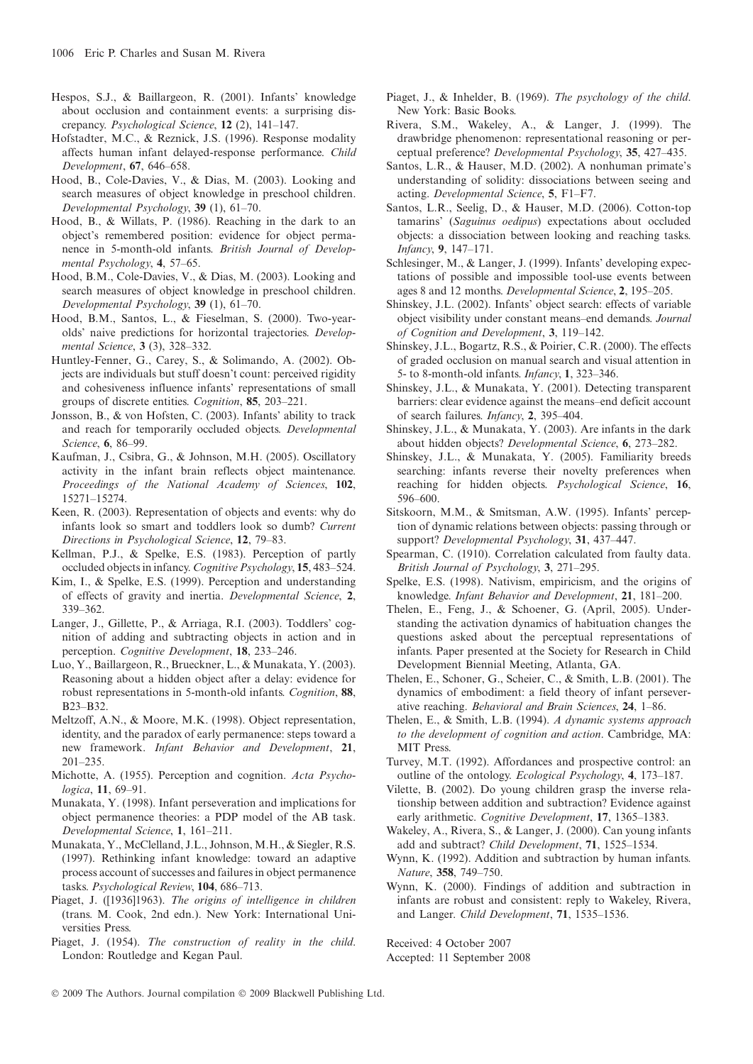Hespos, S.J., & Baillargeon, R. (2001). Infants' knowledge about occlusion and containment events: a surprising discrepancy. *Psychological Science*, **12** (2), 141–147.

Hofstadter, M.C., & Reznick, J.S. (1996). Response modality affects human infant delayed-response performance. *Child Development*, **67**, 646–658.

Hood, B., Cole-Davies, V., & Dias, M. (2003). Looking and search measures of object knowledge in preschool children. *Developmental Psychology*, **39** (1), 61–70.

Hood, B., & Willats, P. (1986). Reaching in the dark to an object's remembered position: evidence for object permanence in 5-month-old infants. *British Journal of Developmental Psychology*, **4**, 57–65.

Hood, B.M., Cole-Davies, V., & Dias, M. (2003). Looking and search measures of object knowledge in preschool children. *Developmental Psychology*, **39** (1), 61–70.

Hood, B.M., Santos, L., & Fieselman, S. (2000). Two-year-olds' naive predictions for horizontal trajectories. *Developmental Science*, **3** (3), 328–332.

Huntley-Fenner, G., Carey, S., & Solimando, A. (2002). Objects are individuals but stuff doesn't count: perceived rigidity and cohesiveness influence infants' representations of small groups of discrete entities. *Cognition*, **85**, 203–221.

Jonsson, B., & von Hofsten, C. (2003). Infants' ability to track and reach for temporarily occluded objects. *Developmental Science*, **6**, 86–99.

Kaufman, J., Csibra, G., & Johnson, M.H. (2005). Oscillatory activity in the infant brain reflects object maintenance. *Proceedings of the National Academy of Sciences*, **102**, 15271–15274.

Keen, R. (2003). Representation of objects and events: why do infants look so smart and toddlers look so dumb? *Current Directions in Psychological Science*, **12**, 79–83.

Kellman, P.J., & Spelke, E.S. (1983). Perception of partly occluded objects in infancy. *Cognitive Psychology*, **15**, 483–524.

Kim, I., & Spelke, E.S. (1999). Perception and understanding of effects of gravity and inertia. *Developmental Science*, **2**, 339–362.

Langer, J., Gillette, P., & Arriaga, R.I. (2003). Toddlers' cognition of adding and subtracting objects in action and in perception. *Cognitive Development*, **18**, 233–246.

Luo, Y., Baillargeon, R., Brueckner, L., & Munakata, Y. (2003). Reasoning about a hidden object after a delay: evidence for robust representations in 5-month-old infants. *Cognition*, **88**, B23–B32.

Meltzoff, A.N., & Moore, M.K. (1998). Object representation, identity, and the paradox of early permanence: steps toward a new framework. *Infant Behavior and Development*, **21**, 201–235.

Michotte, A. (1955). Perception and cognition. *Acta Psychologica*, **11**, 69–91.

Munakata, Y. (1998). Infant perseveration and implications for object permanence theories: a PDP model of the AB task. *Developmental Science*, **1**, 161–211.

Munakata, Y., McClelland, J.L., Johnson, M.H., & Siegler, R.S. (1997). Rethinking infant knowledge: toward an adaptive process account of successes and failures in object permanence tasks. *Psychological Review*, **104**, 686–713.

Piaget, J. ([1936]1963). *The origins of intelligence in children* (trans. M. Cook, 2nd edn.). New York: International Universities Press.

Piaget, J. (1954). *The construction of reality in the child*. London: Routledge and Kegan Paul.

Piaget, J., & Inhelder, B. (1969). *The psychology of the child*. New York: Basic Books.

Rivera, S.M., Wakeley, A., & Langer, J. (1999). The drawbridge phenomenon: representational reasoning or perceptual preference? *Developmental Psychology*, **35**, 427–435.

Santos, L.R., & Hauser, M.D. (2002). A nonhuman primate's understanding of solidity: dissociations between seeing and acting. *Developmental Science*, **5**, F1–F7.

Santos, L.R., Seelig, D., & Hauser, M.D. (2006). Cotton-top tamarins' (*Saguinus oedipus*) expectations about occluded objects: a dissociation between looking and reaching tasks. *Infancy*, **9**, 147–171.

Schlesinger, M., & Langer, J. (1999). Infants' developing expectations of possible and impossible tool-use events between ages 8 and 12 months. *Developmental Science*, **2**, 195–205.

Shinskey, J.L. (2002). Infants' object search: effects of variable object visibility under constant means–end demands. *Journal of Cognition and Development*, **3**, 119–142.

Shinskey, J.L., Bogartz, R.S., & Poirier, C.R. (2000). The effects of graded occlusion on manual search and visual attention in 5- to 8-month-old infants. *Infancy*, **1**, 323–346.

Shinskey, J.L., & Munakata, Y. (2001). Detecting transparent barriers: clear evidence against the means–end deficit account of search failures. *Infancy*, **2**, 395–404.

Shinskey, J.L., & Munakata, Y. (2003). Are infants in the dark about hidden objects? *Developmental Science*, **6**, 273–282.

Shinskey, J.L., & Munakata, Y. (2005). Familiarity breeds searching: infants reverse their novelty preferences when reaching for hidden objects. *Psychological Science*, **16**, 596–600.

Sitskoorn, M.M., & Smitsman, A.W. (1995). Infants' perception of dynamic relations between objects: passing through or support? *Developmental Psychology*, **31**, 437–447.

Spearman, C. (1910). Correlation calculated from faulty data. *British Journal of Psychology*, **3**, 271–295.

Spelke, E.S. (1998). Nativism, empiricism, and the origins of knowledge. *Infant Behavior and Development*, **21**, 181–200.

Thelen, E., Feng, J., & Schoener, G. (April, 2005). Understanding the activation dynamics of habituation changes the questions asked about the perceptual representations of infants. Paper presented at the Society for Research in Child Development Biennial Meeting, Atlanta, GA.

Thelen, E., Schoner, G., Scheier, C., & Smith, L.B. (2001). The dynamics of embodiment: a field theory of infant perseverative reaching. *Behavioral and Brain Sciences*, **24**, 1–86.

Thelen, E., & Smith, L.B. (1994). *A dynamic systems approach to the development of cognition and action*. Cambridge, MA: MIT Press.

Turvey, M.T. (1992). Affordances and prospective control: an outline of the ontology. *Ecological Psychology*, **4**, 173–187.

Vilette, B. (2002). Do young children grasp the inverse relationship between addition and subtraction? Evidence against early arithmetic. *Cognitive Development*, **17**, 1365–1383.

Wakeley, A., Rivera, S., & Langer, J. (2000). Can young infants add and subtract? *Child Development*, **71**, 1525–1534.

Wynn, K. (1992). Addition and subtraction by human infants. *Nature*, **358**, 749–750.

Wynn, K. (2000). Findings of addition and subtraction in infants are robust and consistent: reply to Wakeley, Rivera, and Langer. *Child Development*, **71**, 1535–1536.

Received: 4 October 2007
Accepted: 11 September 2008